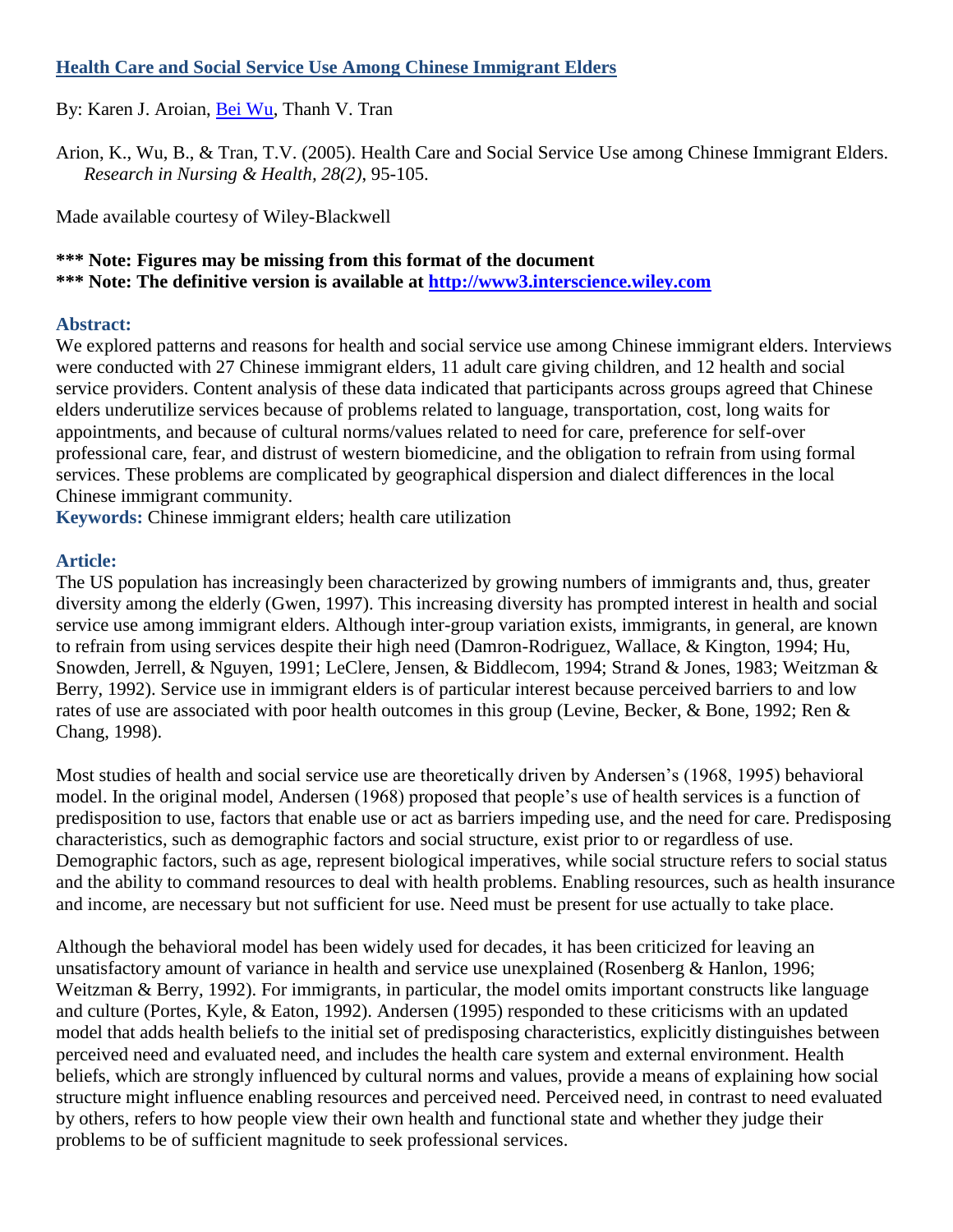# Health Care and Social Service Use Among Chinese Immigrant Elders

By: Karen J. Aroian, Bei Wu, Thanh V. Tran

Arion, K., Wu, B., & Tran, T.V. (2005). Health Care and Social Service Use among Chinese Immigrant Elders. *Research in Nursing & Health, 28(2)*, 95-105.

Made available courtesy of Wiley-Blackwell

**\*\*\* Note: Figures may be missing from this format of the document**
**\*\*\* Note: The definitive version is available at http://www3.interscience.wiley.com**

**Abstract:**
We explored patterns and reasons for health and social service use among Chinese immigrant elders. Interviews were conducted with 27 Chinese immigrant elders, 11 adult care giving children, and 12 health and social service providers. Content analysis of these data indicated that participants across groups agreed that Chinese elders underutilize services because of problems related to language, transportation, cost, long waits for appointments, and because of cultural norms/values related to need for care, preference for self-over professional care, fear, and distrust of western biomedicine, and the obligation to refrain from using formal services. These problems are complicated by geographical dispersion and dialect differences in the local Chinese immigrant community.

**Keywords:** Chinese immigrant elders; health care utilization

**Article:**

The US population has increasingly been characterized by growing numbers of immigrants and, thus, greater diversity among the elderly (Gwen, 1997). This increasing diversity has prompted interest in health and social service use among immigrant elders. Although inter-group variation exists, immigrants, in general, are known to refrain from using services despite their high need (Damron-Rodriguez, Wallace, & Kington, 1994; Hu, Snowden, Jerrell, & Nguyen, 1991; LeClere, Jensen, & Biddlecom, 1994; Strand & Jones, 1983; Weitzman & Berry, 1992). Service use in immigrant elders is of particular interest because perceived barriers to and low rates of use are associated with poor health outcomes in this group (Levine, Becker, & Bone, 1992; Ren & Chang, 1998).

Most studies of health and social service use are theoretically driven by Andersen's (1968, 1995) behavioral model. In the original model, Andersen (1968) proposed that people's use of health services is a function of predisposition to use, factors that enable use or act as barriers impeding use, and the need for care. Predisposing characteristics, such as demographic factors and social structure, exist prior to or regardless of use. Demographic factors, such as age, represent biological imperatives, while social structure refers to social status and the ability to command resources to deal with health problems. Enabling resources, such as health insurance and income, are necessary but not sufficient for use. Need must be present for use actually to take place.

Although the behavioral model has been widely used for decades, it has been criticized for leaving an unsatisfactory amount of variance in health and service use unexplained (Rosenberg & Hanlon, 1996; Weitzman & Berry, 1992). For immigrants, in particular, the model omits important constructs like language and culture (Portes, Kyle, & Eaton, 1992). Andersen (1995) responded to these criticisms with an updated model that adds health beliefs to the initial set of predisposing characteristics, explicitly distinguishes between perceived need and evaluated need, and includes the health care system and external environment. Health beliefs, which are strongly influenced by cultural norms and values, provide a means of explaining how social structure might influence enabling resources and perceived need. Perceived need, in contrast to need evaluated by others, refers to how people view their own health and functional state and whether they judge their problems to be of sufficient magnitude to seek professional services.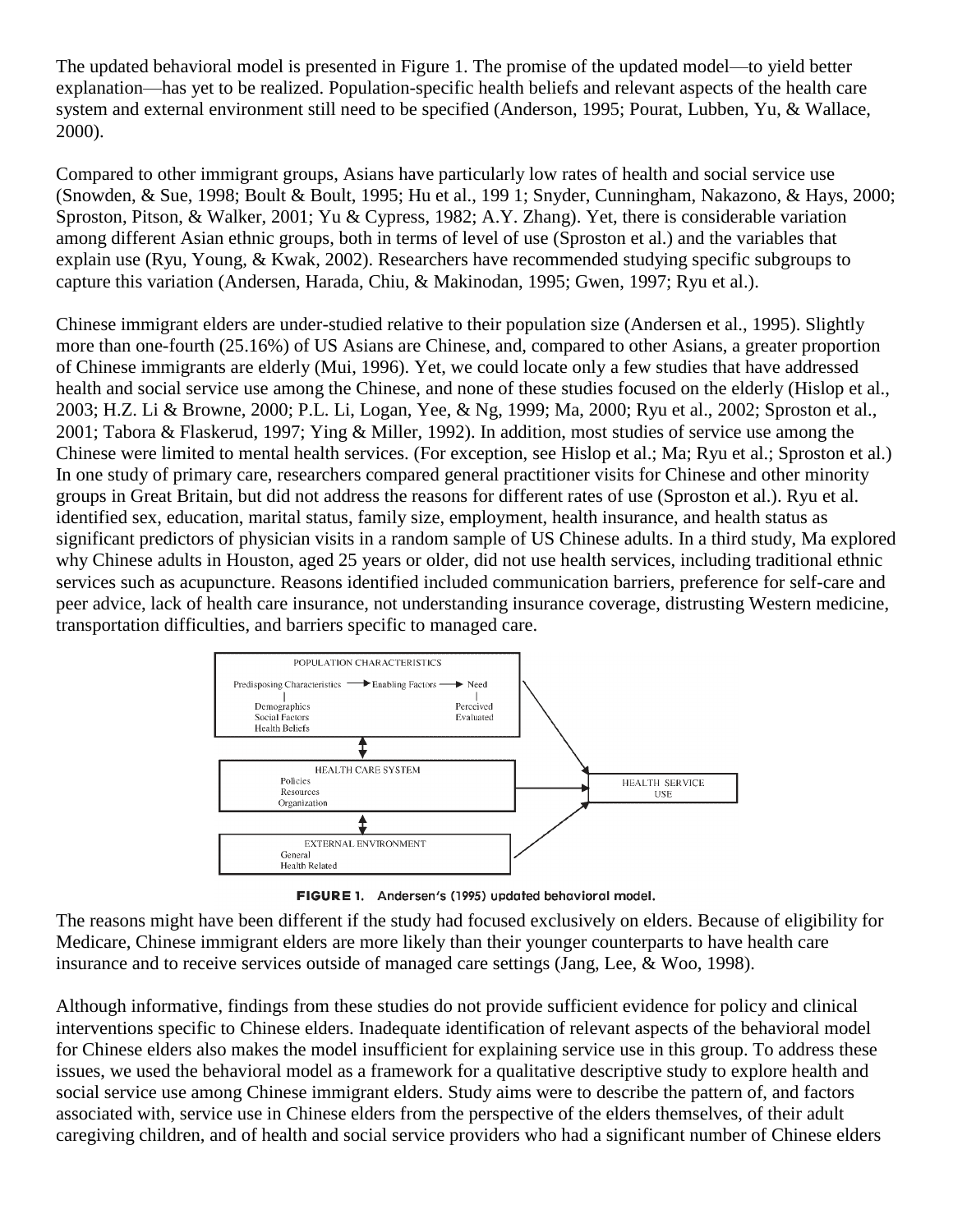The updated behavioral model is presented in Figure 1. The promise of the updated model—to yield better explanation—has yet to be realized. Population-specific health beliefs and relevant aspects of the health care system and external environment still need to be specified (Anderson, 1995; Pourat, Lubben, Yu, & Wallace, 2000).

Compared to other immigrant groups, Asians have particularly low rates of health and social service use (Snowden, & Sue, 1998; Boult & Boult, 1995; Hu et al., 199 1; Snyder, Cunningham, Nakazono, & Hays, 2000; Sproston, Pitson, & Walker, 2001; Yu & Cypress, 1982; A.Y. Zhang). Yet, there is considerable variation among different Asian ethnic groups, both in terms of level of use (Sproston et al.) and the variables that explain use (Ryu, Young, & Kwak, 2002). Researchers have recommended studying specific subgroups to capture this variation (Andersen, Harada, Chiu, & Makinodan, 1995; Gwen, 1997; Ryu et al.).

Chinese immigrant elders are under-studied relative to their population size (Andersen et al., 1995). Slightly more than one-fourth (25.16%) of US Asians are Chinese, and, compared to other Asians, a greater proportion of Chinese immigrants are elderly (Mui, 1996). Yet, we could locate only a few studies that have addressed health and social service use among the Chinese, and none of these studies focused on the elderly (Hislop et al., 2003; H.Z. Li & Browne, 2000; P.L. Li, Logan, Yee, & Ng, 1999; Ma, 2000; Ryu et al., 2002; Sproston et al., 2001; Tabora & Flaskerud, 1997; Ying & Miller, 1992). In addition, most studies of service use among the Chinese were limited to mental health services. (For exception, see Hislop et al.; Ma; Ryu et al.; Sproston et al.) In one study of primary care, researchers compared general practitioner visits for Chinese and other minority groups in Great Britain, but did not address the reasons for different rates of use (Sproston et al.). Ryu et al. identified sex, education, marital status, family size, employment, health insurance, and health status as significant predictors of physician visits in a random sample of US Chinese adults. In a third study, Ma explored why Chinese adults in Houston, aged 25 years or older, did not use health services, including traditional ethnic services such as acupuncture. Reasons identified included communication barriers, preference for self-care and peer advice, lack of health care insurance, not understanding insurance coverage, distrusting Western medicine, transportation difficulties, and barriers specific to managed care.

POPULATION CHARACTERISTICS
Predisposing Characteristics → Enabling Factors → Need
Demographics
Social Factors
Health Beliefs
Perceived
Evaluated
HEALTH CARE SYSTEM
Policies
Resources
Organization
EXTERNAL ENVIRONMENT
General
Health Related
HEALTH SERVICE USE

**FIGURE 1.** Andersen's (1995) updated behavioral model.

The reasons might have been different if the study had focused exclusively on elders. Because of eligibility for Medicare, Chinese immigrant elders are more likely than their younger counterparts to have health care insurance and to receive services outside of managed care settings (Jang, Lee, & Woo, 1998).

Although informative, findings from these studies do not provide sufficient evidence for policy and clinical interventions specific to Chinese elders. Inadequate identification of relevant aspects of the behavioral model for Chinese elders also makes the model insufficient for explaining service use in this group. To address these issues, we used the behavioral model as a framework for a qualitative descriptive study to explore health and social service use among Chinese immigrant elders. Study aims were to describe the pattern of, and factors associated with, service use in Chinese elders from the perspective of the elders themselves, of their adult caregiving children, and of health and social service providers who had a significant number of Chinese elders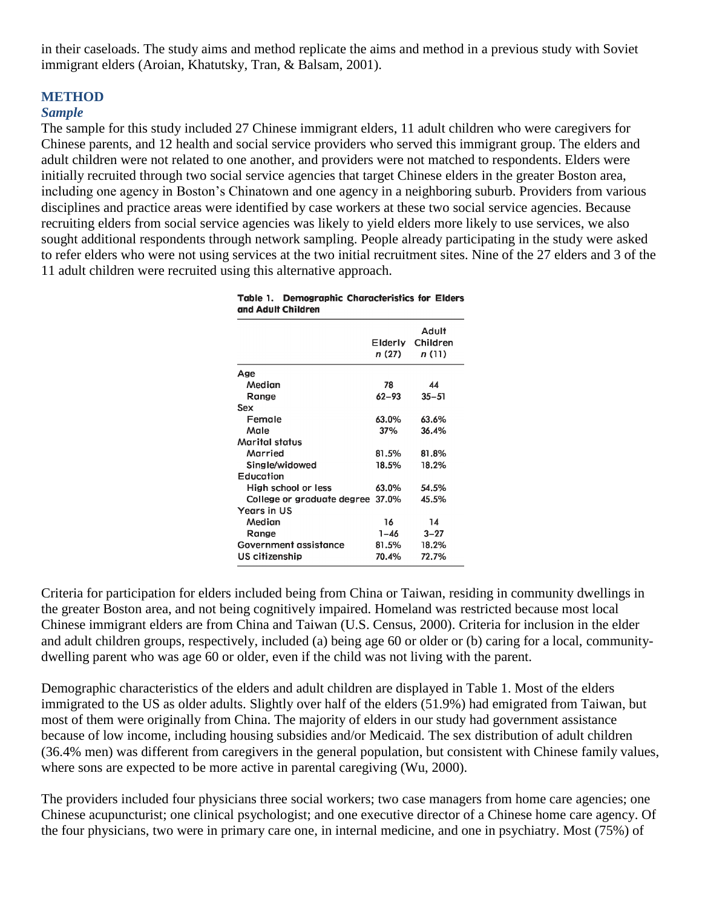in their caseloads. The study aims and method replicate the aims and method in a previous study with Soviet immigrant elders (Aroian, Khatutsky, Tran, & Balsam, 2001).

## METHOD

### *Sample*

The sample for this study included 27 Chinese immigrant elders, 11 adult children who were caregivers for Chinese parents, and 12 health and social service providers who served this immigrant group. The elders and adult children were not related to one another, and providers were not matched to respondents. Elders were initially recruited through two social service agencies that target Chinese elders in the greater Boston area, including one agency in Boston's Chinatown and one agency in a neighboring suburb. Providers from various disciplines and practice areas were identified by case workers at these two social service agencies. Because recruiting elders from social service agencies was likely to yield elders more likely to use services, we also sought additional respondents through network sampling. People already participating in the study were asked to refer elders who were not using services at the two initial recruitment sites. Nine of the 27 elders and 3 of the 11 adult children were recruited using this alternative approach.

**Table 1. Demographic Characteristics for Elders and Adult Children**

| | Elderly *n* (27) | Adult Children *n* (11) |
|---|---|---|
| Age | | |
| Median | 78 | 44 |
| Range | 62–93 | 35–51 |
| Sex | | |
| Female | 63.0% | 63.6% |
| Male | 37% | 36.4% |
| Marital status | | |
| Married | 81.5% | 81.8% |
| Single/widowed | 18.5% | 18.2% |
| Education | | |
| High school or less | 63.0% | 54.5% |
| College or graduate degree | 37.0% | 45.5% |
| Years in US | | |
| Median | 16 | 14 |
| Range | 1–46 | 3–27 |
| Government assistance | 81.5% | 18.2% |
| US citizenship | 70.4% | 72.7% |

Criteria for participation for elders included being from China or Taiwan, residing in community dwellings in the greater Boston area, and not being cognitively impaired. Homeland was restricted because most local Chinese immigrant elders are from China and Taiwan (U.S. Census, 2000). Criteria for inclusion in the elder and adult children groups, respectively, included (a) being age 60 or older or (b) caring for a local, community-dwelling parent who was age 60 or older, even if the child was not living with the parent.

Demographic characteristics of the elders and adult children are displayed in Table 1. Most of the elders immigrated to the US as older adults. Slightly over half of the elders (51.9%) had emigrated from Taiwan, but most of them were originally from China. The majority of elders in our study had government assistance because of low income, including housing subsidies and/or Medicaid. The sex distribution of adult children (36.4% men) was different from caregivers in the general population, but consistent with Chinese family values, where sons are expected to be more active in parental caregiving (Wu, 2000).

The providers included four physicians three social workers; two case managers from home care agencies; one Chinese acupuncturist; one clinical psychologist; and one executive director of a Chinese home care agency. Of the four physicians, two were in primary care one, in internal medicine, and one in psychiatry. Most (75%) of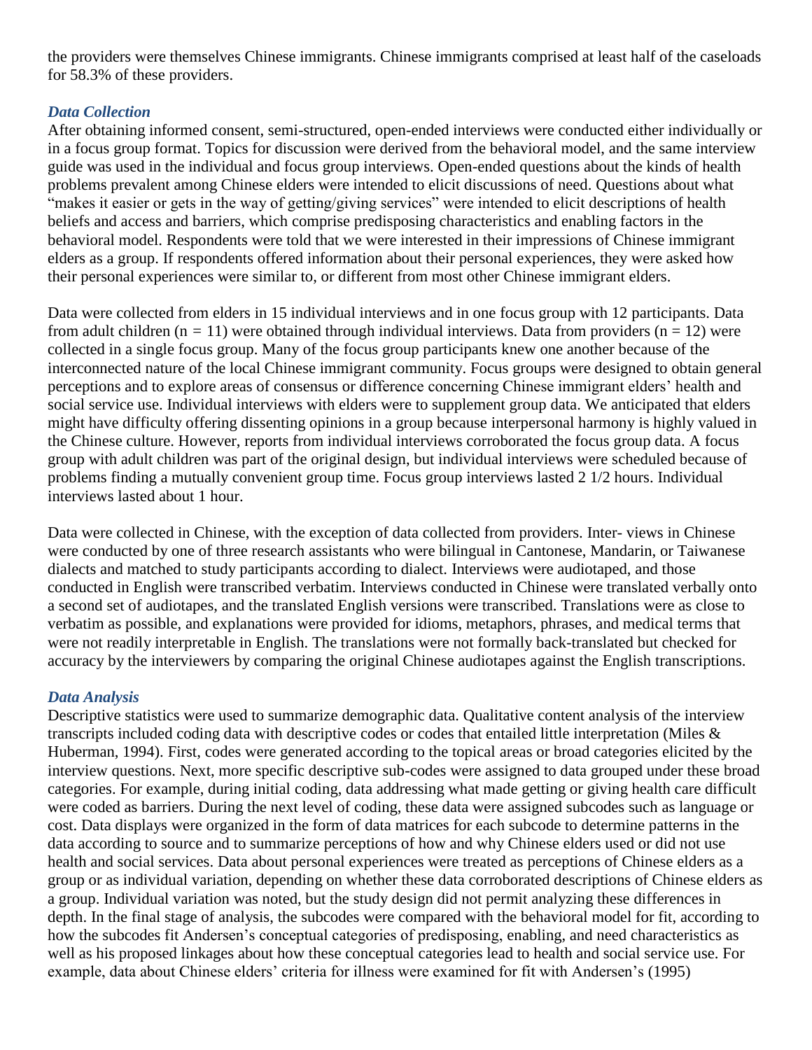the providers were themselves Chinese immigrants. Chinese immigrants comprised at least half of the caseloads for 58.3% of these providers.

### *Data Collection*

After obtaining informed consent, semi-structured, open-ended interviews were conducted either individually or in a focus group format. Topics for discussion were derived from the behavioral model, and the same interview guide was used in the individual and focus group interviews. Open-ended questions about the kinds of health problems prevalent among Chinese elders were intended to elicit discussions of need. Questions about what "makes it easier or gets in the way of getting/giving services" were intended to elicit descriptions of health beliefs and access and barriers, which comprise predisposing characteristics and enabling factors in the behavioral model. Respondents were told that we were interested in their impressions of Chinese immigrant elders as a group. If respondents offered information about their personal experiences, they were asked how their personal experiences were similar to, or different from most other Chinese immigrant elders.

Data were collected from elders in 15 individual interviews and in one focus group with 12 participants. Data from adult children ($n = 11$) were obtained through individual interviews. Data from providers ($n = 12$) were collected in a single focus group. Many of the focus group participants knew one another because of the interconnected nature of the local Chinese immigrant community. Focus groups were designed to obtain general perceptions and to explore areas of consensus or difference concerning Chinese immigrant elders' health and social service use. Individual interviews with elders were to supplement group data. We anticipated that elders might have difficulty offering dissenting opinions in a group because interpersonal harmony is highly valued in the Chinese culture. However, reports from individual interviews corroborated the focus group data. A focus group with adult children was part of the original design, but individual interviews were scheduled because of problems finding a mutually convenient group time. Focus group interviews lasted 2 1/2 hours. Individual interviews lasted about 1 hour.

Data were collected in Chinese, with the exception of data collected from providers. Inter- views in Chinese were conducted by one of three research assistants who were bilingual in Cantonese, Mandarin, or Taiwanese dialects and matched to study participants according to dialect. Interviews were audiotaped, and those conducted in English were transcribed verbatim. Interviews conducted in Chinese were translated verbally onto a second set of audiotapes, and the translated English versions were transcribed. Translations were as close to verbatim as possible, and explanations were provided for idioms, metaphors, phrases, and medical terms that were not readily interpretable in English. The translations were not formally back-translated but checked for accuracy by the interviewers by comparing the original Chinese audiotapes against the English transcriptions.

### *Data Analysis*

Descriptive statistics were used to summarize demographic data. Qualitative content analysis of the interview transcripts included coding data with descriptive codes or codes that entailed little interpretation (Miles & Huberman, 1994). First, codes were generated according to the topical areas or broad categories elicited by the interview questions. Next, more specific descriptive sub-codes were assigned to data grouped under these broad categories. For example, during initial coding, data addressing what made getting or giving health care difficult were coded as barriers. During the next level of coding, these data were assigned subcodes such as language or cost. Data displays were organized in the form of data matrices for each subcode to determine patterns in the data according to source and to summarize perceptions of how and why Chinese elders used or did not use health and social services. Data about personal experiences were treated as perceptions of Chinese elders as a group or as individual variation, depending on whether these data corroborated descriptions of Chinese elders as a group. Individual variation was noted, but the study design did not permit analyzing these differences in depth. In the final stage of analysis, the subcodes were compared with the behavioral model for fit, according to how the subcodes fit Andersen's conceptual categories of predisposing, enabling, and need characteristics as well as his proposed linkages about how these conceptual categories lead to health and social service use. For example, data about Chinese elders' criteria for illness were examined for fit with Andersen's (1995)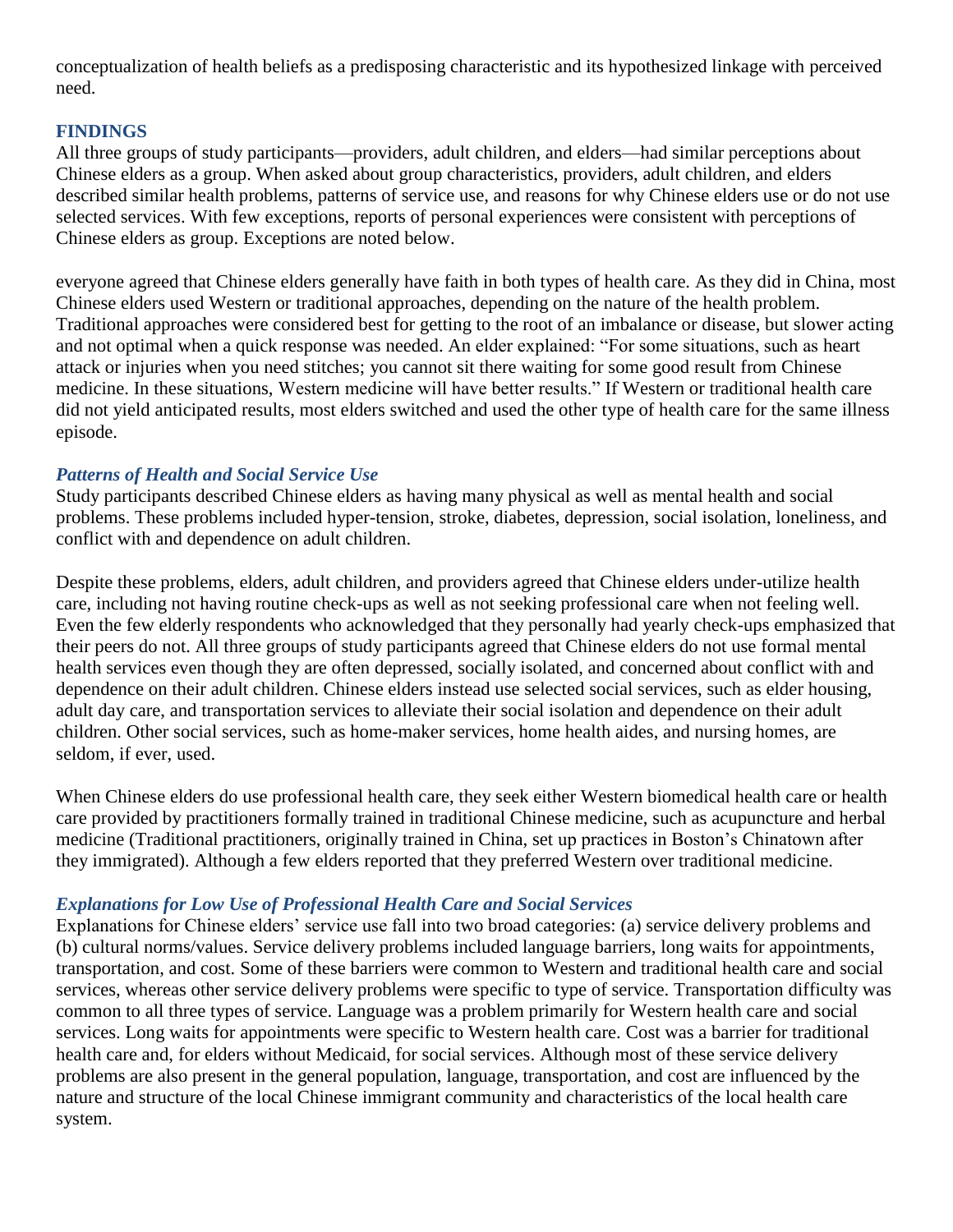conceptualization of health beliefs as a predisposing characteristic and its hypothesized linkage with perceived need.

## FINDINGS

All three groups of study participants—providers, adult children, and elders—had similar perceptions about Chinese elders as a group. When asked about group characteristics, providers, adult children, and elders described similar health problems, patterns of service use, and reasons for why Chinese elders use or do not use selected services. With few exceptions, reports of personal experiences were consistent with perceptions of Chinese elders as group. Exceptions are noted below.

everyone agreed that Chinese elders generally have faith in both types of health care. As they did in China, most Chinese elders used Western or traditional approaches, depending on the nature of the health problem. Traditional approaches were considered best for getting to the root of an imbalance or disease, but slower acting and not optimal when a quick response was needed. An elder explained: "For some situations, such as heart attack or injuries when you need stitches; you cannot sit there waiting for some good result from Chinese medicine. In these situations, Western medicine will have better results." If Western or traditional health care did not yield anticipated results, most elders switched and used the other type of health care for the same illness episode.

### *Patterns of Health and Social Service Use*

Study participants described Chinese elders as having many physical as well as mental health and social problems. These problems included hyper-tension, stroke, diabetes, depression, social isolation, loneliness, and conflict with and dependence on adult children.

Despite these problems, elders, adult children, and providers agreed that Chinese elders under-utilize health care, including not having routine check-ups as well as not seeking professional care when not feeling well. Even the few elderly respondents who acknowledged that they personally had yearly check-ups emphasized that their peers do not. All three groups of study participants agreed that Chinese elders do not use formal mental health services even though they are often depressed, socially isolated, and concerned about conflict with and dependence on their adult children. Chinese elders instead use selected social services, such as elder housing, adult day care, and transportation services to alleviate their social isolation and dependence on their adult children. Other social services, such as home-maker services, home health aides, and nursing homes, are seldom, if ever, used.

When Chinese elders do use professional health care, they seek either Western biomedical health care or health care provided by practitioners formally trained in traditional Chinese medicine, such as acupuncture and herbal medicine (Traditional practitioners, originally trained in China, set up practices in Boston's Chinatown after they immigrated). Although a few elders reported that they preferred Western over traditional medicine.

### *Explanations for Low Use of Professional Health Care and Social Services*

Explanations for Chinese elders' service use fall into two broad categories: (a) service delivery problems and (b) cultural norms/values. Service delivery problems included language barriers, long waits for appointments, transportation, and cost. Some of these barriers were common to Western and traditional health care and social services, whereas other service delivery problems were specific to type of service. Transportation difficulty was common to all three types of service. Language was a problem primarily for Western health care and social services. Long waits for appointments were specific to Western health care. Cost was a barrier for traditional health care and, for elders without Medicaid, for social services. Although most of these service delivery problems are also present in the general population, language, transportation, and cost are influenced by the nature and structure of the local Chinese immigrant community and characteristics of the local health care system.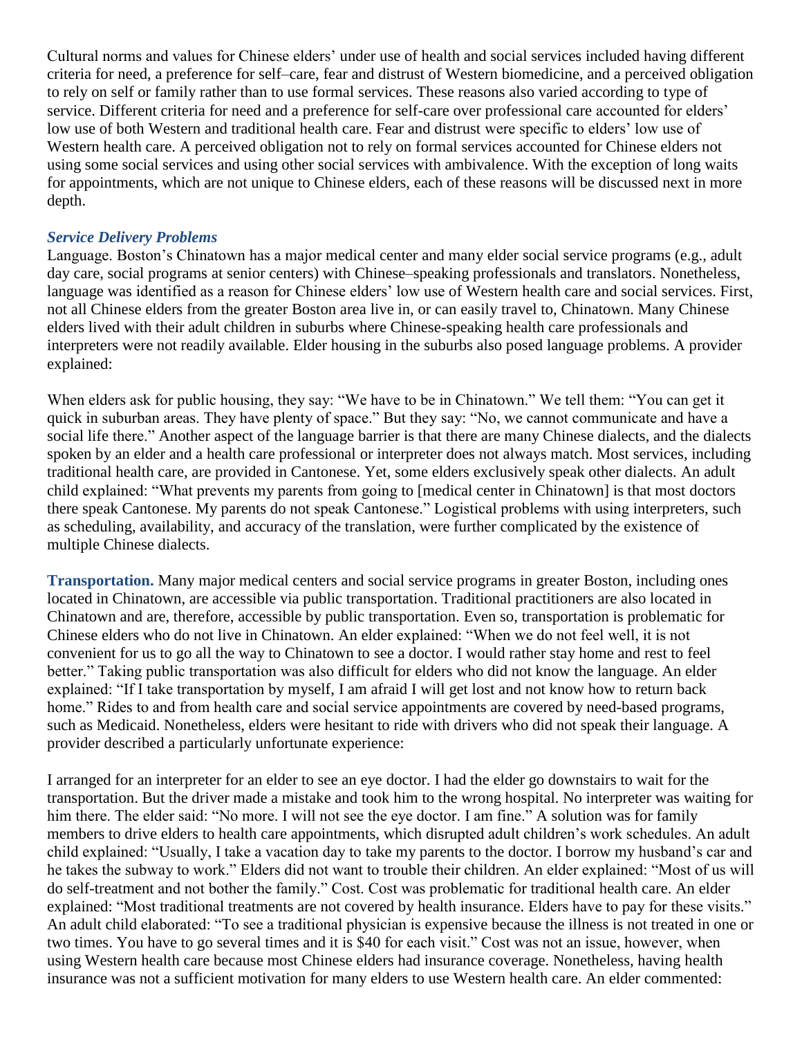Cultural norms and values for Chinese elders' under use of health and social services included having different criteria for need, a preference for self–care, fear and distrust of Western biomedicine, and a perceived obligation to rely on self or family rather than to use formal services. These reasons also varied according to type of service. Different criteria for need and a preference for self-care over professional care accounted for elders' low use of both Western and traditional health care. Fear and distrust were specific to elders' low use of Western health care. A perceived obligation not to rely on formal services accounted for Chinese elders not using some social services and using other social services with ambivalence. With the exception of long waits for appointments, which are not unique to Chinese elders, each of these reasons will be discussed next in more depth.

### *Service Delivery Problems*

Language. Boston's Chinatown has a major medical center and many elder social service programs (e.g., adult day care, social programs at senior centers) with Chinese–speaking professionals and translators. Nonetheless, language was identified as a reason for Chinese elders' low use of Western health care and social services. First, not all Chinese elders from the greater Boston area live in, or can easily travel to, Chinatown. Many Chinese elders lived with their adult children in suburbs where Chinese-speaking health care professionals and interpreters were not readily available. Elder housing in the suburbs also posed language problems. A provider explained:

When elders ask for public housing, they say: "We have to be in Chinatown." We tell them: "You can get it quick in suburban areas. They have plenty of space." But they say: "No, we cannot communicate and have a social life there." Another aspect of the language barrier is that there are many Chinese dialects, and the dialects spoken by an elder and a health care professional or interpreter does not always match. Most services, including traditional health care, are provided in Cantonese. Yet, some elders exclusively speak other dialects. An adult child explained: "What prevents my parents from going to [medical center in Chinatown] is that most doctors there speak Cantonese. My parents do not speak Cantonese." Logistical problems with using interpreters, such as scheduling, availability, and accuracy of the translation, were further complicated by the existence of multiple Chinese dialects.

**Transportation.** Many major medical centers and social service programs in greater Boston, including ones located in Chinatown, are accessible via public transportation. Traditional practitioners are also located in Chinatown and are, therefore, accessible by public transportation. Even so, transportation is problematic for Chinese elders who do not live in Chinatown. An elder explained: "When we do not feel well, it is not convenient for us to go all the way to Chinatown to see a doctor. I would rather stay home and rest to feel better." Taking public transportation was also difficult for elders who did not know the language. An elder explained: "If I take transportation by myself, I am afraid I will get lost and not know how to return back home." Rides to and from health care and social service appointments are covered by need-based programs, such as Medicaid. Nonetheless, elders were hesitant to ride with drivers who did not speak their language. A provider described a particularly unfortunate experience:

I arranged for an interpreter for an elder to see an eye doctor. I had the elder go downstairs to wait for the transportation. But the driver made a mistake and took him to the wrong hospital. No interpreter was waiting for him there. The elder said: "No more. I will not see the eye doctor. I am fine." A solution was for family members to drive elders to health care appointments, which disrupted adult children's work schedules. An adult child explained: "Usually, I take a vacation day to take my parents to the doctor. I borrow my husband's car and he takes the subway to work." Elders did not want to trouble their children. An elder explained: "Most of us will do self-treatment and not bother the family." Cost. Cost was problematic for traditional health care. An elder explained: "Most traditional treatments are not covered by health insurance. Elders have to pay for these visits." An adult child elaborated: "To see a traditional physician is expensive because the illness is not treated in one or two times. You have to go several times and it is $40 for each visit." Cost was not an issue, however, when using Western health care because most Chinese elders had insurance coverage. Nonetheless, having health insurance was not a sufficient motivation for many elders to use Western health care. An elder commented: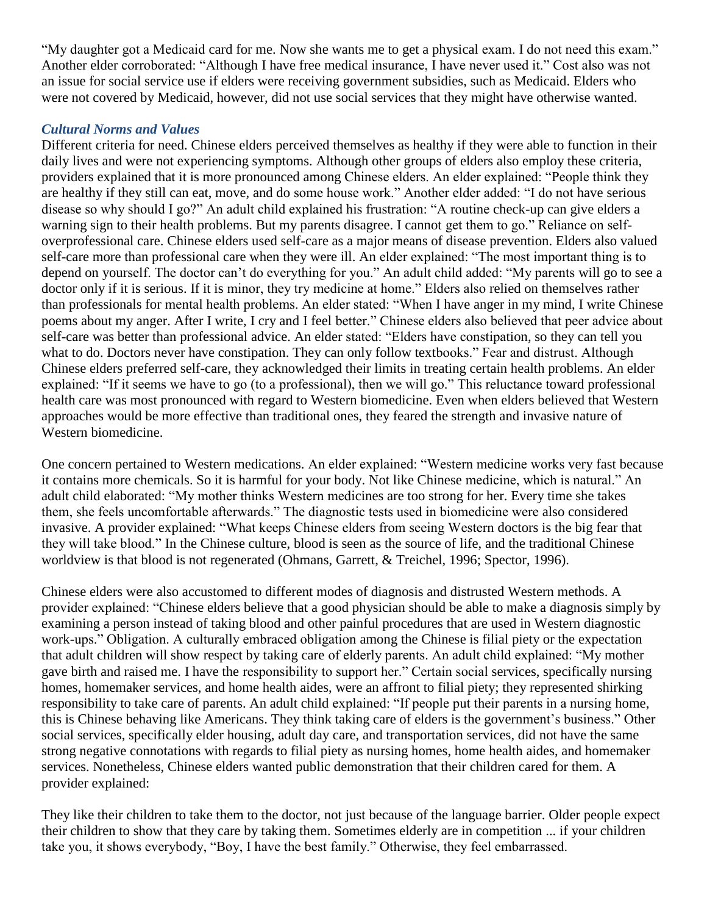"My daughter got a Medicaid card for me. Now she wants me to get a physical exam. I do not need this exam." Another elder corroborated: "Although I have free medical insurance, I have never used it." Cost also was not an issue for social service use if elders were receiving government subsidies, such as Medicaid. Elders who were not covered by Medicaid, however, did not use social services that they might have otherwise wanted.

### *Cultural Norms and Values*

Different criteria for need. Chinese elders perceived themselves as healthy if they were able to function in their daily lives and were not experiencing symptoms. Although other groups of elders also employ these criteria, providers explained that it is more pronounced among Chinese elders. An elder explained: "People think they are healthy if they still can eat, move, and do some house work." Another elder added: "I do not have serious disease so why should I go?" An adult child explained his frustration: "A routine check-up can give elders a warning sign to their health problems. But my parents disagree. I cannot get them to go." Reliance on self-overprofessional care. Chinese elders used self-care as a major means of disease prevention. Elders also valued self-care more than professional care when they were ill. An elder explained: "The most important thing is to depend on yourself. The doctor can't do everything for you." An adult child added: "My parents will go to see a doctor only if it is serious. If it is minor, they try medicine at home." Elders also relied on themselves rather than professionals for mental health problems. An elder stated: "When I have anger in my mind, I write Chinese poems about my anger. After I write, I cry and I feel better." Chinese elders also believed that peer advice about self-care was better than professional advice. An elder stated: "Elders have constipation, so they can tell you what to do. Doctors never have constipation. They can only follow textbooks." Fear and distrust. Although Chinese elders preferred self-care, they acknowledged their limits in treating certain health problems. An elder explained: "If it seems we have to go (to a professional), then we will go." This reluctance toward professional health care was most pronounced with regard to Western biomedicine. Even when elders believed that Western approaches would be more effective than traditional ones, they feared the strength and invasive nature of Western biomedicine.

One concern pertained to Western medications. An elder explained: "Western medicine works very fast because it contains more chemicals. So it is harmful for your body. Not like Chinese medicine, which is natural." An adult child elaborated: "My mother thinks Western medicines are too strong for her. Every time she takes them, she feels uncomfortable afterwards." The diagnostic tests used in biomedicine were also considered invasive. A provider explained: "What keeps Chinese elders from seeing Western doctors is the big fear that they will take blood." In the Chinese culture, blood is seen as the source of life, and the traditional Chinese worldview is that blood is not regenerated (Ohmans, Garrett, & Treichel, 1996; Spector, 1996).

Chinese elders were also accustomed to different modes of diagnosis and distrusted Western methods. A provider explained: "Chinese elders believe that a good physician should be able to make a diagnosis simply by examining a person instead of taking blood and other painful procedures that are used in Western diagnostic work-ups." Obligation. A culturally embraced obligation among the Chinese is filial piety or the expectation that adult children will show respect by taking care of elderly parents. An adult child explained: "My mother gave birth and raised me. I have the responsibility to support her." Certain social services, specifically nursing homes, homemaker services, and home health aides, were an affront to filial piety; they represented shirking responsibility to take care of parents. An adult child explained: "If people put their parents in a nursing home, this is Chinese behaving like Americans. They think taking care of elders is the government's business." Other social services, specifically elder housing, adult day care, and transportation services, did not have the same strong negative connotations with regards to filial piety as nursing homes, home health aides, and homemaker services. Nonetheless, Chinese elders wanted public demonstration that their children cared for them. A provider explained:

They like their children to take them to the doctor, not just because of the language barrier. Older people expect their children to show that they care by taking them. Sometimes elderly are in competition ... if your children take you, it shows everybody, "Boy, I have the best family." Otherwise, they feel embarrassed.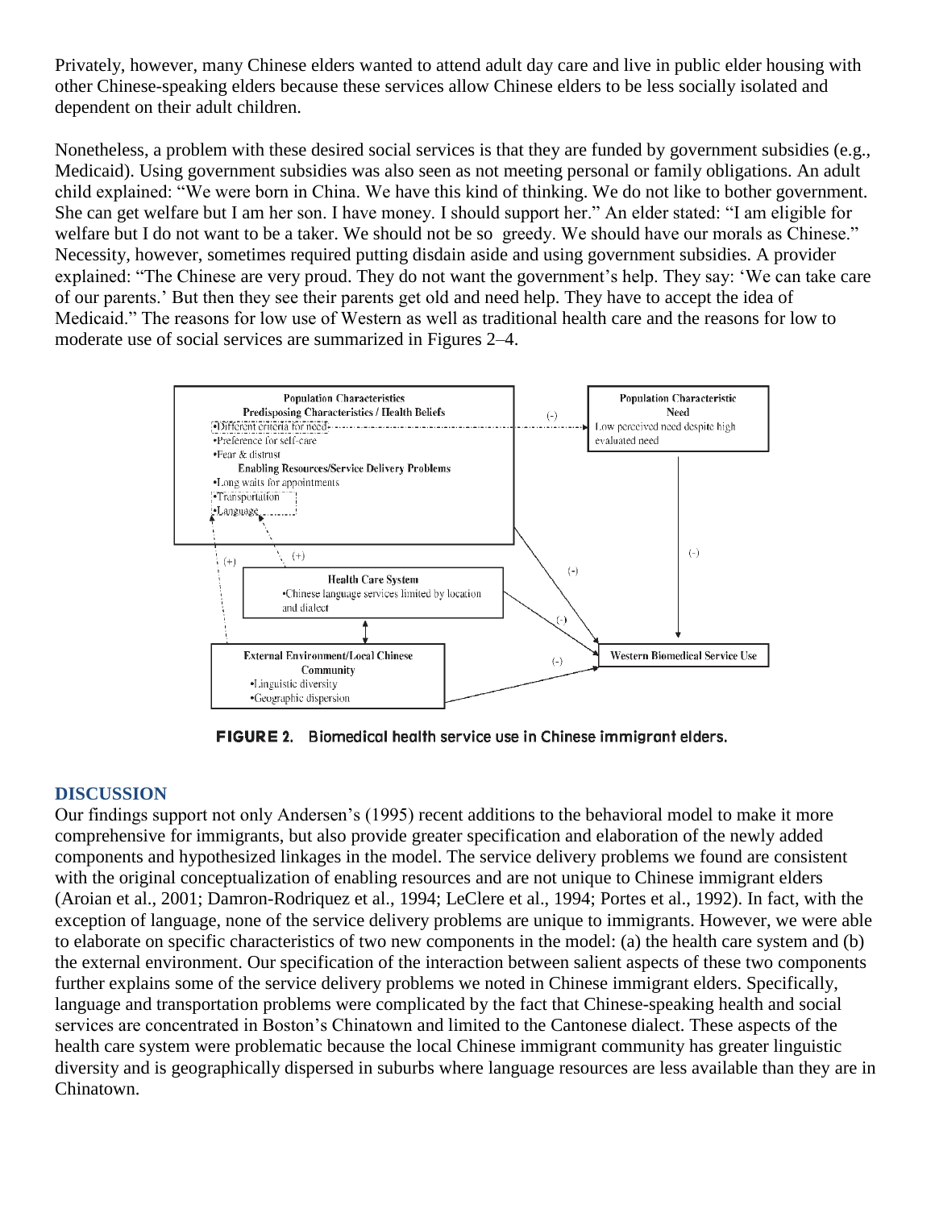Privately, however, many Chinese elders wanted to attend adult day care and live in public elder housing with other Chinese-speaking elders because these services allow Chinese elders to be less socially isolated and dependent on their adult children.

Nonetheless, a problem with these desired social services is that they are funded by government subsidies (e.g., Medicaid). Using government subsidies was also seen as not meeting personal or family obligations. An adult child explained: "We were born in China. We have this kind of thinking. We do not like to bother government. She can get welfare but I am her son. I have money. I should support her." An elder stated: "I am eligible for welfare but I do not want to be a taker. We should not be so greedy. We should have our morals as Chinese." Necessity, however, sometimes required putting disdain aside and using government subsidies. A provider explained: "The Chinese are very proud. They do not want the government's help. They say: 'We can take care of our parents.' But then they see their parents get old and need help. They have to accept the idea of Medicaid." The reasons for low use of Western as well as traditional health care and the reasons for low to moderate use of social services are summarized in Figures 2–4.

Population Characteristics
Predisposing Characteristics / Health Beliefs
•Different criteria for need
•Preference for self-care
•Fear & distrust
Enabling Resources/Service Delivery Problems
•Long waits for appointments
•Transportation
•Language

Population Characteristic
Need
Low perceived need despite high evaluated need

Health Care System
•Chinese language services limited by location and dialect

External Environment/Local Chinese Community
•Linguistic diversity
•Geographic dispersion

Western Biomedical Service Use

(-)
(+)
(+)

**FIGURE 2.** Biomedical health service use in Chinese immigrant elders.

## DISCUSSION

Our findings support not only Andersen's (1995) recent additions to the behavioral model to make it more comprehensive for immigrants, but also provide greater specification and elaboration of the newly added components and hypothesized linkages in the model. The service delivery problems we found are consistent with the original conceptualization of enabling resources and are not unique to Chinese immigrant elders (Aroian et al., 2001; Damron-Rodriquez et al., 1994; LeClere et al., 1994; Portes et al., 1992). In fact, with the exception of language, none of the service delivery problems are unique to immigrants. However, we were able to elaborate on specific characteristics of two new components in the model: (a) the health care system and (b) the external environment. Our specification of the interaction between salient aspects of these two components further explains some of the service delivery problems we noted in Chinese immigrant elders. Specifically, language and transportation problems were complicated by the fact that Chinese-speaking health and social services are concentrated in Boston's Chinatown and limited to the Cantonese dialect. These aspects of the health care system were problematic because the local Chinese immigrant community has greater linguistic diversity and is geographically dispersed in suburbs where language resources are less available than they are in Chinatown.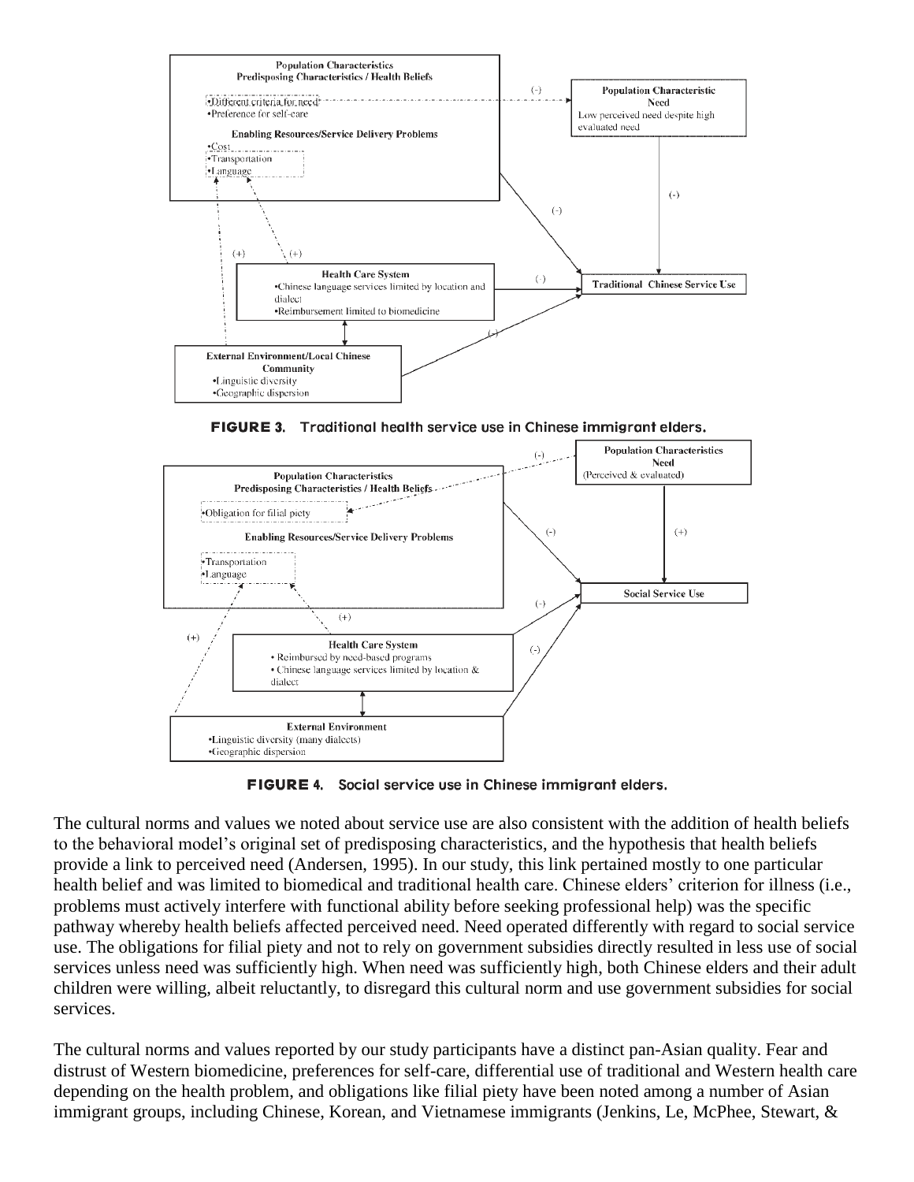Population Characteristics
Predisposing Characteristics / Health Beliefs
•Different criteria for need
•Preference for self-care
Enabling Resources/Service Delivery Problems
•Cost
•Transportation
•Language

(-)

Population Characteristic
Need
Low perceived need despite high evaluated need

(-)

(-)

(+)

(+)

Health Care System
•Chinese language services limited by location and dialect
•Reimbursement limited to biomedicine

(-)

Traditional Chinese Service Use

(-)

External Environment/Local Chinese Community
•Linguistic diversity
•Geographic dispersion

**FIGURE 3.** Traditional health service use in Chinese immigrant elders.

(-)

Population Characteristics
Need
(Perceived & evaluated)

Population Characteristics
Predisposing Characteristics / Health Beliefs
•Obligation for filial piety
Enabling Resources/Service Delivery Problems
•Transportation
•Language

(-)

(+)

Social Service Use

(-)

(+)

(+)

Health Care System
• Reimbursed by need-based programs
• Chinese language services limited by location & dialect

(-)

External Environment
•Linguistic diversity (many dialects)
•Geographic dispersion

**FIGURE 4.** Social service use in Chinese immigrant elders.

The cultural norms and values we noted about service use are also consistent with the addition of health beliefs to the behavioral model's original set of predisposing characteristics, and the hypothesis that health beliefs provide a link to perceived need (Andersen, 1995). In our study, this link pertained mostly to one particular health belief and was limited to biomedical and traditional health care. Chinese elders' criterion for illness (i.e., problems must actively interfere with functional ability before seeking professional help) was the specific pathway whereby health beliefs affected perceived need. Need operated differently with regard to social service use. The obligations for filial piety and not to rely on government subsidies directly resulted in less use of social services unless need was sufficiently high. When need was sufficiently high, both Chinese elders and their adult children were willing, albeit reluctantly, to disregard this cultural norm and use government subsidies for social services.

The cultural norms and values reported by our study participants have a distinct pan-Asian quality. Fear and distrust of Western biomedicine, preferences for self-care, differential use of traditional and Western health care depending on the health problem, and obligations like filial piety have been noted among a number of Asian immigrant groups, including Chinese, Korean, and Vietnamese immigrants (Jenkins, Le, McPhee, Stewart, &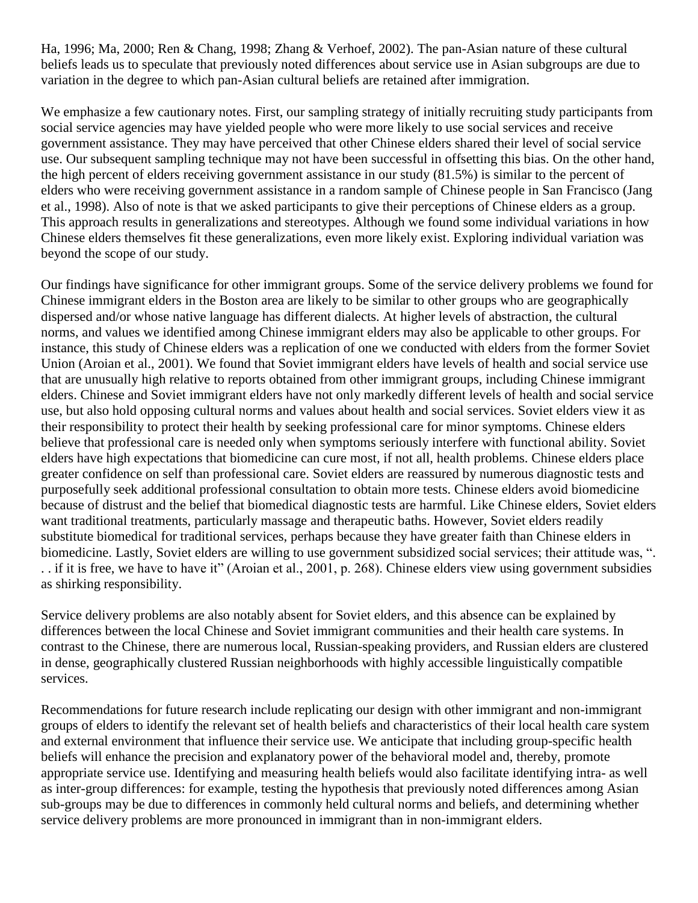Ha, 1996; Ma, 2000; Ren & Chang, 1998; Zhang & Verhoef, 2002). The pan-Asian nature of these cultural beliefs leads us to speculate that previously noted differences about service use in Asian subgroups are due to variation in the degree to which pan-Asian cultural beliefs are retained after immigration.

We emphasize a few cautionary notes. First, our sampling strategy of initially recruiting study participants from social service agencies may have yielded people who were more likely to use social services and receive government assistance. They may have perceived that other Chinese elders shared their level of social service use. Our subsequent sampling technique may not have been successful in offsetting this bias. On the other hand, the high percent of elders receiving government assistance in our study (81.5%) is similar to the percent of elders who were receiving government assistance in a random sample of Chinese people in San Francisco (Jang et al., 1998). Also of note is that we asked participants to give their perceptions of Chinese elders as a group. This approach results in generalizations and stereotypes. Although we found some individual variations in how Chinese elders themselves fit these generalizations, even more likely exist. Exploring individual variation was beyond the scope of our study.

Our findings have significance for other immigrant groups. Some of the service delivery problems we found for Chinese immigrant elders in the Boston area are likely to be similar to other groups who are geographically dispersed and/or whose native language has different dialects. At higher levels of abstraction, the cultural norms, and values we identified among Chinese immigrant elders may also be applicable to other groups. For instance, this study of Chinese elders was a replication of one we conducted with elders from the former Soviet Union (Aroian et al., 2001). We found that Soviet immigrant elders have levels of health and social service use that are unusually high relative to reports obtained from other immigrant groups, including Chinese immigrant elders. Chinese and Soviet immigrant elders have not only markedly different levels of health and social service use, but also hold opposing cultural norms and values about health and social services. Soviet elders view it as their responsibility to protect their health by seeking professional care for minor symptoms. Chinese elders believe that professional care is needed only when symptoms seriously interfere with functional ability. Soviet elders have high expectations that biomedicine can cure most, if not all, health problems. Chinese elders place greater confidence on self than professional care. Soviet elders are reassured by numerous diagnostic tests and purposefully seek additional professional consultation to obtain more tests. Chinese elders avoid biomedicine because of distrust and the belief that biomedical diagnostic tests are harmful. Like Chinese elders, Soviet elders want traditional treatments, particularly massage and therapeutic baths. However, Soviet elders readily substitute biomedical for traditional services, perhaps because they have greater faith than Chinese elders in biomedicine. Lastly, Soviet elders are willing to use government subsidized social services; their attitude was, ". . . if it is free, we have to have it" (Aroian et al., 2001, p. 268). Chinese elders view using government subsidies as shirking responsibility.

Service delivery problems are also notably absent for Soviet elders, and this absence can be explained by differences between the local Chinese and Soviet immigrant communities and their health care systems. In contrast to the Chinese, there are numerous local, Russian-speaking providers, and Russian elders are clustered in dense, geographically clustered Russian neighborhoods with highly accessible linguistically compatible services.

Recommendations for future research include replicating our design with other immigrant and non-immigrant groups of elders to identify the relevant set of health beliefs and characteristics of their local health care system and external environment that influence their service use. We anticipate that including group-specific health beliefs will enhance the precision and explanatory power of the behavioral model and, thereby, promote appropriate service use. Identifying and measuring health beliefs would also facilitate identifying intra- as well as inter-group differences: for example, testing the hypothesis that previously noted differences among Asian sub-groups may be due to differences in commonly held cultural norms and beliefs, and determining whether service delivery problems are more pronounced in immigrant than in non-immigrant elders.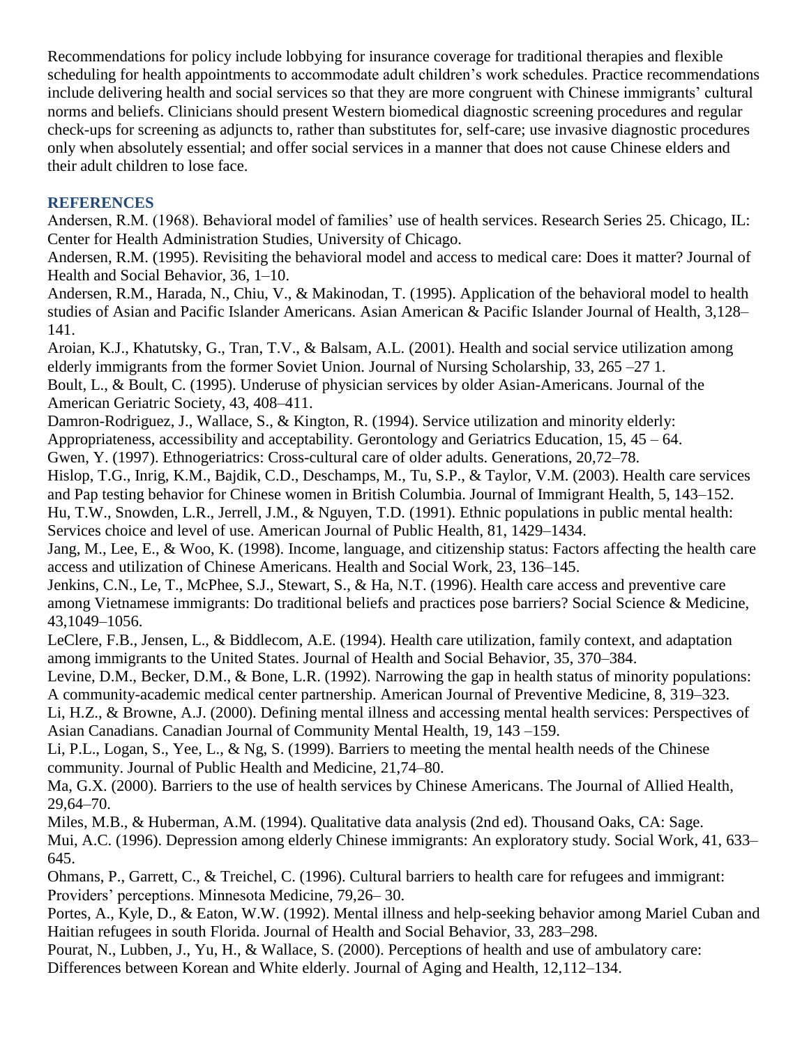Recommendations for policy include lobbying for insurance coverage for traditional therapies and flexible scheduling for health appointments to accommodate adult children's work schedules. Practice recommendations include delivering health and social services so that they are more congruent with Chinese immigrants' cultural norms and beliefs. Clinicians should present Western biomedical diagnostic screening procedures and regular check-ups for screening as adjuncts to, rather than substitutes for, self-care; use invasive diagnostic procedures only when absolutely essential; and offer social services in a manner that does not cause Chinese elders and their adult children to lose face.

## REFERENCES

Andersen, R.M. (1968). Behavioral model of families' use of health services. Research Series 25. Chicago, IL: Center for Health Administration Studies, University of Chicago.

Andersen, R.M. (1995). Revisiting the behavioral model and access to medical care: Does it matter? Journal of Health and Social Behavior, 36, 1–10.

Andersen, R.M., Harada, N., Chiu, V., & Makinodan, T. (1995). Application of the behavioral model to health studies of Asian and Pacific Islander Americans. Asian American & Pacific Islander Journal of Health, 3,128–141.

Aroian, K.J., Khatutsky, G., Tran, T.V., & Balsam, A.L. (2001). Health and social service utilization among elderly immigrants from the former Soviet Union. Journal of Nursing Scholarship, 33, 265 –27 1.

Boult, L., & Boult, C. (1995). Underuse of physician services by older Asian-Americans. Journal of the American Geriatric Society, 43, 408–411.

Damron-Rodriguez, J., Wallace, S., & Kington, R. (1994). Service utilization and minority elderly: Appropriateness, accessibility and acceptability. Gerontology and Geriatrics Education, 15, 45 – 64.

Gwen, Y. (1997). Ethnogeriatrics: Cross-cultural care of older adults. Generations, 20,72–78.

Hislop, T.G., Inrig, K.M., Bajdik, C.D., Deschamps, M., Tu, S.P., & Taylor, V.M. (2003). Health care services and Pap testing behavior for Chinese women in British Columbia. Journal of Immigrant Health, 5, 143–152.

Hu, T.W., Snowden, L.R., Jerrell, J.M., & Nguyen, T.D. (1991). Ethnic populations in public mental health: Services choice and level of use. American Journal of Public Health, 81, 1429–1434.

Jang, M., Lee, E., & Woo, K. (1998). Income, language, and citizenship status: Factors affecting the health care access and utilization of Chinese Americans. Health and Social Work, 23, 136–145.

Jenkins, C.N., Le, T., McPhee, S.J., Stewart, S., & Ha, N.T. (1996). Health care access and preventive care among Vietnamese immigrants: Do traditional beliefs and practices pose barriers? Social Science & Medicine, 43,1049–1056.

LeClere, F.B., Jensen, L., & Biddlecom, A.E. (1994). Health care utilization, family context, and adaptation among immigrants to the United States. Journal of Health and Social Behavior, 35, 370–384.

Levine, D.M., Becker, D.M., & Bone, L.R. (1992). Narrowing the gap in health status of minority populations: A community-academic medical center partnership. American Journal of Preventive Medicine, 8, 319–323.

Li, H.Z., & Browne, A.J. (2000). Defining mental illness and accessing mental health services: Perspectives of Asian Canadians. Canadian Journal of Community Mental Health, 19, 143 –159.

Li, P.L., Logan, S., Yee, L., & Ng, S. (1999). Barriers to meeting the mental health needs of the Chinese community. Journal of Public Health and Medicine, 21,74–80.

Ma, G.X. (2000). Barriers to the use of health services by Chinese Americans. The Journal of Allied Health, 29,64–70.

Miles, M.B., & Huberman, A.M. (1994). Qualitative data analysis (2nd ed). Thousand Oaks, CA: Sage.

Mui, A.C. (1996). Depression among elderly Chinese immigrants: An exploratory study. Social Work, 41, 633–645.

Ohmans, P., Garrett, C., & Treichel, C. (1996). Cultural barriers to health care for refugees and immigrant: Providers' perceptions. Minnesota Medicine, 79,26– 30.

Portes, A., Kyle, D., & Eaton, W.W. (1992). Mental illness and help-seeking behavior among Mariel Cuban and Haitian refugees in south Florida. Journal of Health and Social Behavior, 33, 283–298.

Pourat, N., Lubben, J., Yu, H., & Wallace, S. (2000). Perceptions of health and use of ambulatory care: Differences between Korean and White elderly. Journal of Aging and Health, 12,112–134.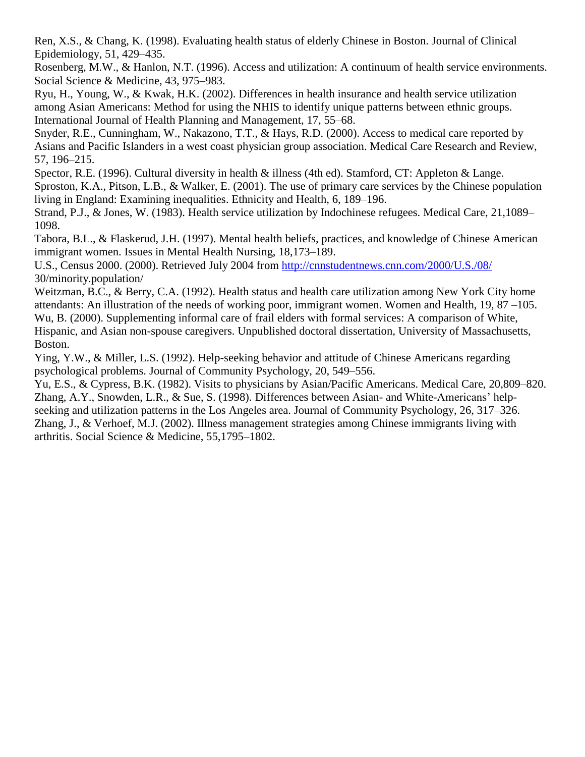Ren, X.S., & Chang, K. (1998). Evaluating health status of elderly Chinese in Boston. Journal of Clinical Epidemiology, 51, 429–435.

Rosenberg, M.W., & Hanlon, N.T. (1996). Access and utilization: A continuum of health service environments. Social Science & Medicine, 43, 975–983.

Ryu, H., Young, W., & Kwak, H.K. (2002). Differences in health insurance and health service utilization among Asian Americans: Method for using the NHIS to identify unique patterns between ethnic groups. International Journal of Health Planning and Management, 17, 55–68.

Snyder, R.E., Cunningham, W., Nakazono, T.T., & Hays, R.D. (2000). Access to medical care reported by Asians and Pacific Islanders in a west coast physician group association. Medical Care Research and Review, 57, 196–215.

Spector, R.E. (1996). Cultural diversity in health & illness (4th ed). Stamford, CT: Appleton & Lange.

Sproston, K.A., Pitson, L.B., & Walker, E. (2001). The use of primary care services by the Chinese population living in England: Examining inequalities. Ethnicity and Health, 6, 189–196.

Strand, P.J., & Jones, W. (1983). Health service utilization by Indochinese refugees. Medical Care, 21,1089–1098.

Tabora, B.L., & Flaskerud, J.H. (1997). Mental health beliefs, practices, and knowledge of Chinese American immigrant women. Issues in Mental Health Nursing, 18,173–189.

U.S., Census 2000. (2000). Retrieved July 2004 from http://cnnstudentnews.cnn.com/2000/U.S./08/30/minority.population/

Weitzman, B.C., & Berry, C.A. (1992). Health status and health care utilization among New York City home attendants: An illustration of the needs of working poor, immigrant women. Women and Health, 19, 87 –105.

Wu, B. (2000). Supplementing informal care of frail elders with formal services: A comparison of White, Hispanic, and Asian non-spouse caregivers. Unpublished doctoral dissertation, University of Massachusetts, Boston.

Ying, Y.W., & Miller, L.S. (1992). Help-seeking behavior and attitude of Chinese Americans regarding psychological problems. Journal of Community Psychology, 20, 549–556.

Yu, E.S., & Cypress, B.K. (1982). Visits to physicians by Asian/Pacific Americans. Medical Care, 20,809–820.

Zhang, A.Y., Snowden, L.R., & Sue, S. (1998). Differences between Asian- and White-Americans' help-seeking and utilization patterns in the Los Angeles area. Journal of Community Psychology, 26, 317–326.

Zhang, J., & Verhoef, M.J. (2002). Illness management strategies among Chinese immigrants living with arthritis. Social Science & Medicine, 55,1795–1802.